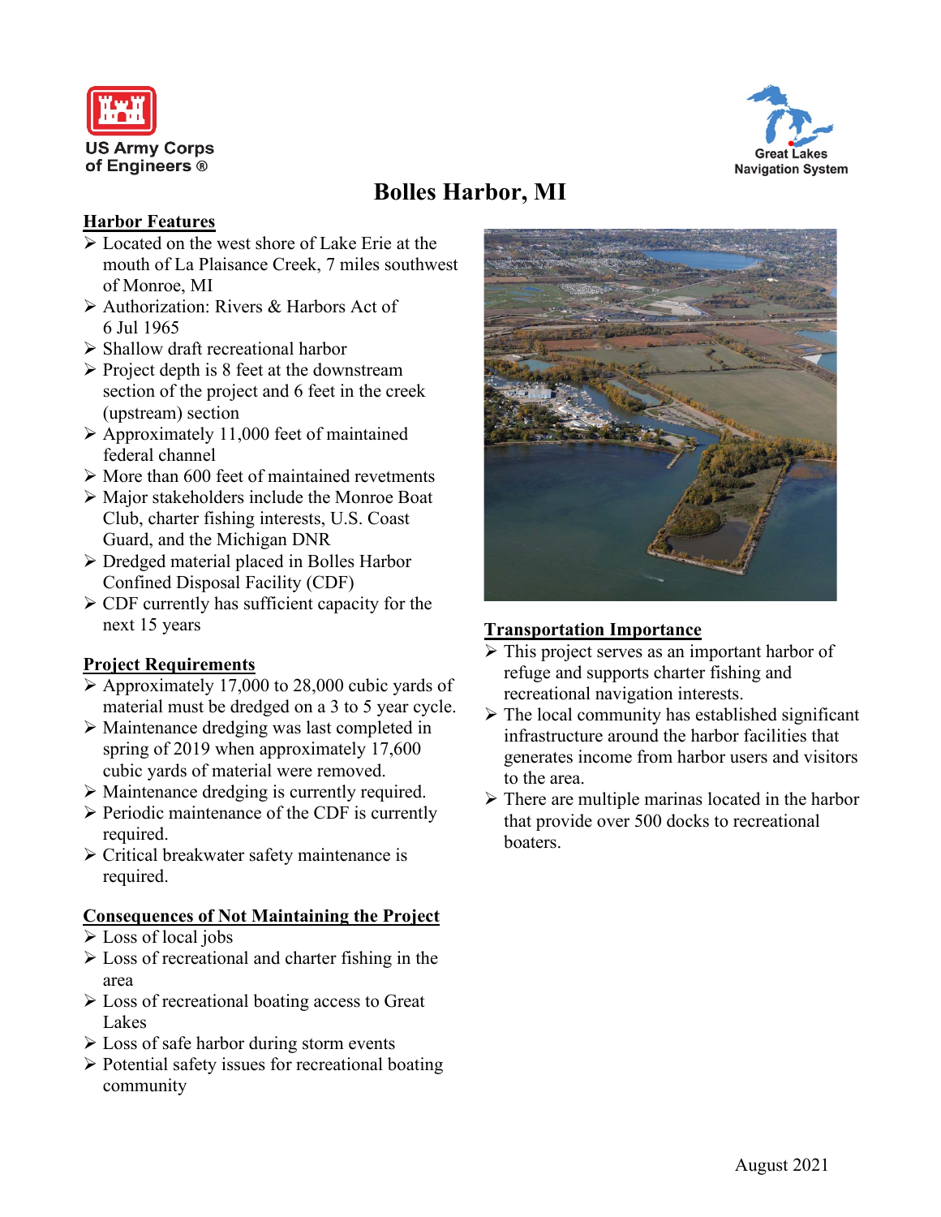US Army Corps of Engineers ®

Great Lakes Navigation System

# Bolles Harbor, MI

## Harbor Features

- Located on the west shore of Lake Erie at the mouth of La Plaisance Creek, 7 miles southwest of Monroe, MI
- Authorization: Rivers & Harbors Act of 6 Jul 1965
- Shallow draft recreational harbor
- Project depth is 8 feet at the downstream section of the project and 6 feet in the creek (upstream) section
- Approximately 11,000 feet of maintained federal channel
- More than 600 feet of maintained revetments
- Major stakeholders include the Monroe Boat Club, charter fishing interests, U.S. Coast Guard, and the Michigan DNR
- Dredged material placed in Bolles Harbor Confined Disposal Facility (CDF)
- CDF currently has sufficient capacity for the next 15 years

## Project Requirements

- Approximately 17,000 to 28,000 cubic yards of material must be dredged on a 3 to 5 year cycle.
- Maintenance dredging was last completed in spring of 2019 when approximately 17,600 cubic yards of material were removed.
- Maintenance dredging is currently required.
- Periodic maintenance of the CDF is currently required.
- Critical breakwater safety maintenance is required.

## Consequences of Not Maintaining the Project

- Loss of local jobs
- Loss of recreational and charter fishing in the area
- Loss of recreational boating access to Great Lakes
- Loss of safe harbor during storm events
- Potential safety issues for recreational boating community

## Transportation Importance

- This project serves as an important harbor of refuge and supports charter fishing and recreational navigation interests.
- The local community has established significant infrastructure around the harbor facilities that generates income from harbor users and visitors to the area.
- There are multiple marinas located in the harbor that provide over 500 docks to recreational boaters.

August 2021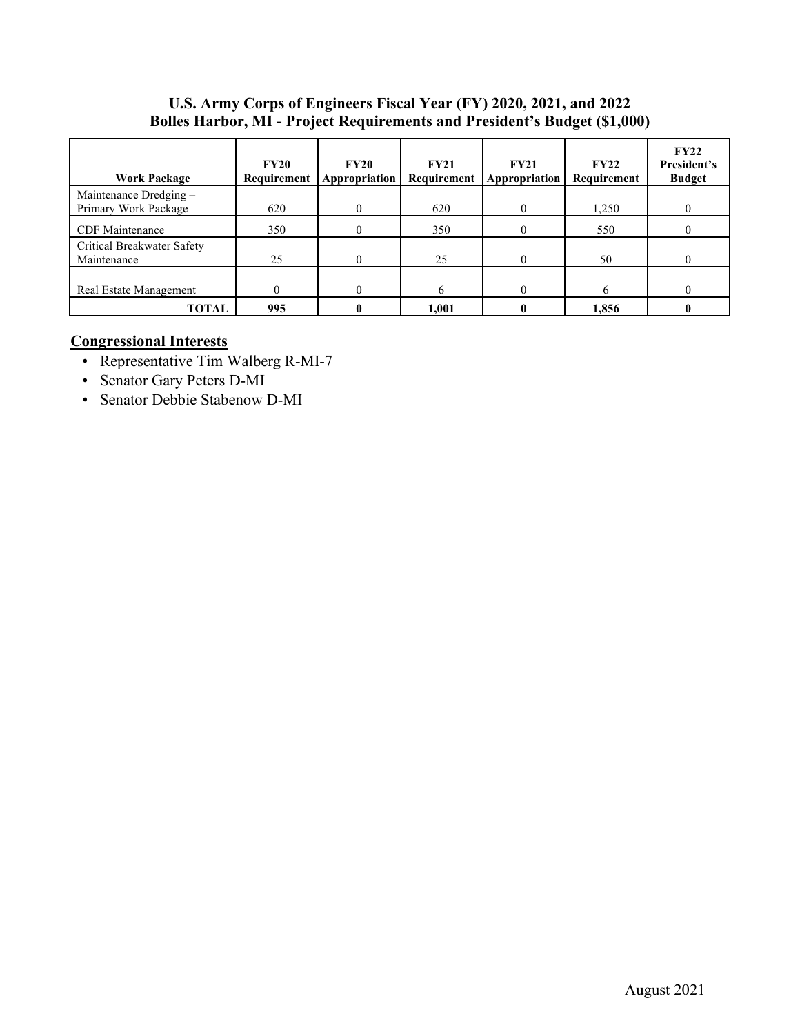**U.S. Army Corps of Engineers Fiscal Year (FY) 2020, 2021, and 2022
Bolles Harbor, MI - Project Requirements and President's Budget ($1,000)**

| Work Package | FY20 Requirement | FY20 Appropriation | FY21 Requirement | FY21 Appropriation | FY22 Requirement | FY22 President's Budget |
|---|---|---|---|---|---|---|
| Maintenance Dredging – Primary Work Package | 620 | 0 | 620 | 0 | 1,250 | 0 |
| CDF Maintenance | 350 | 0 | 350 | 0 | 550 | 0 |
| Critical Breakwater Safety Maintenance | 25 | 0 | 25 | 0 | 50 | 0 |
| Real Estate Management | 0 | 0 | 6 | 0 | 6 | 0 |
| **TOTAL** | **995** | **0** | **1,001** | **0** | **1,856** | **0** |

**Congressional Interests**

- Representative Tim Walberg R-MI-7
- Senator Gary Peters D-MI
- Senator Debbie Stabenow D-MI

August 2021